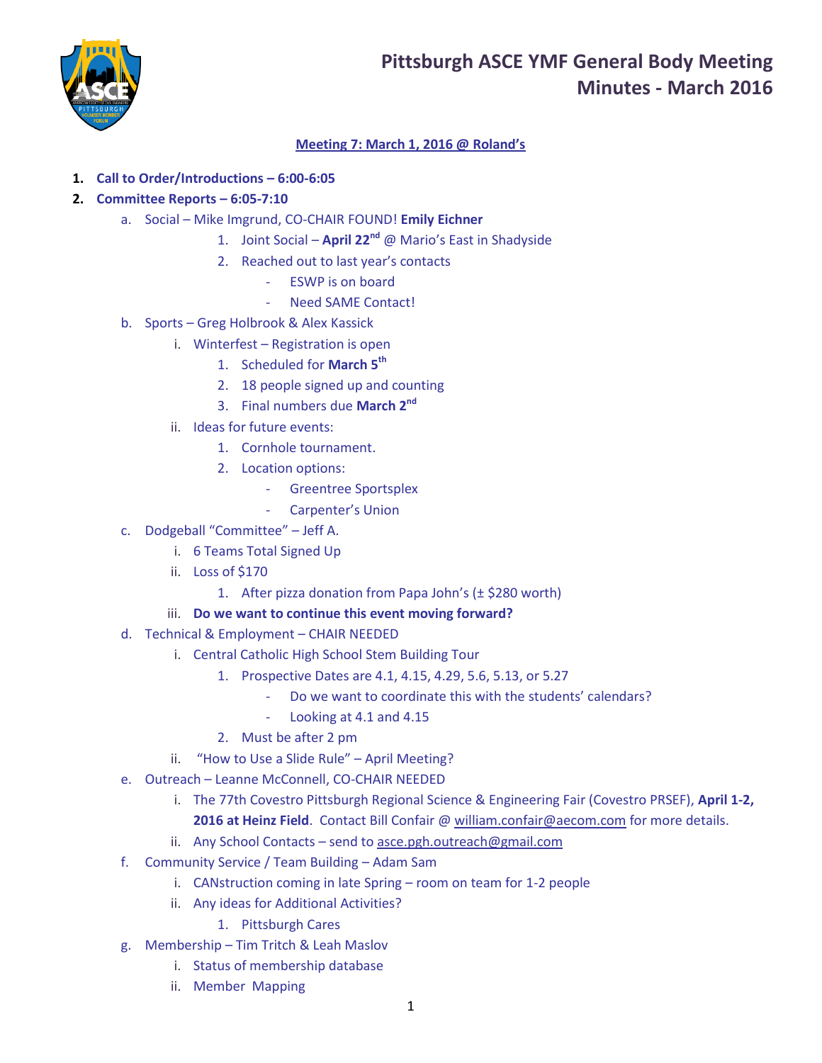# Pittsburgh ASCE YMF General Body Meeting
## Minutes - March 2016

**Meeting 7: March 1, 2016 @ Roland's**

1. **Call to Order/Introductions – 6:00-6:05**
2. **Committee Reports – 6:05-7:10**
   a. Social – Mike Imgrund, CO-CHAIR FOUND! **Emily Eichner**
      1. Joint Social – **April 22nd** @ Mario's East in Shadyside
      2. Reached out to last year's contacts
         - ESWP is on board
         - Need SAME Contact!

   b. Sports – Greg Holbrook & Alex Kassick
      i. Winterfest – Registration is open
         1. Scheduled for **March 5th**
         2. 18 people signed up and counting
         3. Final numbers due **March 2nd**

      ii. Ideas for future events:
         1. Cornhole tournament.
         2. Location options:
            - Greentree Sportsplex
            - Carpenter's Union

   c. Dodgeball "Committee" – Jeff A.
      i. 6 Teams Total Signed Up
      ii. Loss of $170
         1. After pizza donation from Papa John's (± $280 worth)

      iii. **Do we want to continue this event moving forward?**

   d. Technical & Employment – CHAIR NEEDED
      i. Central Catholic High School Stem Building Tour
         1. Prospective Dates are 4.1, 4.15, 4.29, 5.6, 5.13, or 5.27
            - Do we want to coordinate this with the students' calendars?
            - Looking at 4.1 and 4.15
         2. Must be after 2 pm

      ii. "How to Use a Slide Rule" – April Meeting?

   e. Outreach – Leanne McConnell, CO-CHAIR NEEDED
      i. The 77th Covestro Pittsburgh Regional Science & Engineering Fair (Covestro PRSEF), **April 1-2, 2016 at Heinz Field**. Contact Bill Confair @ william.confair@aecom.com for more details.
      ii. Any School Contacts – send to asce.pgh.outreach@gmail.com

   f. Community Service / Team Building – Adam Sam
      i. CANstruction coming in late Spring – room on team for 1-2 people
      ii. Any ideas for Additional Activities?
         1. Pittsburgh Cares

   g. Membership – Tim Tritch & Leah Maslov
      i. Status of membership database
      ii. Member Mapping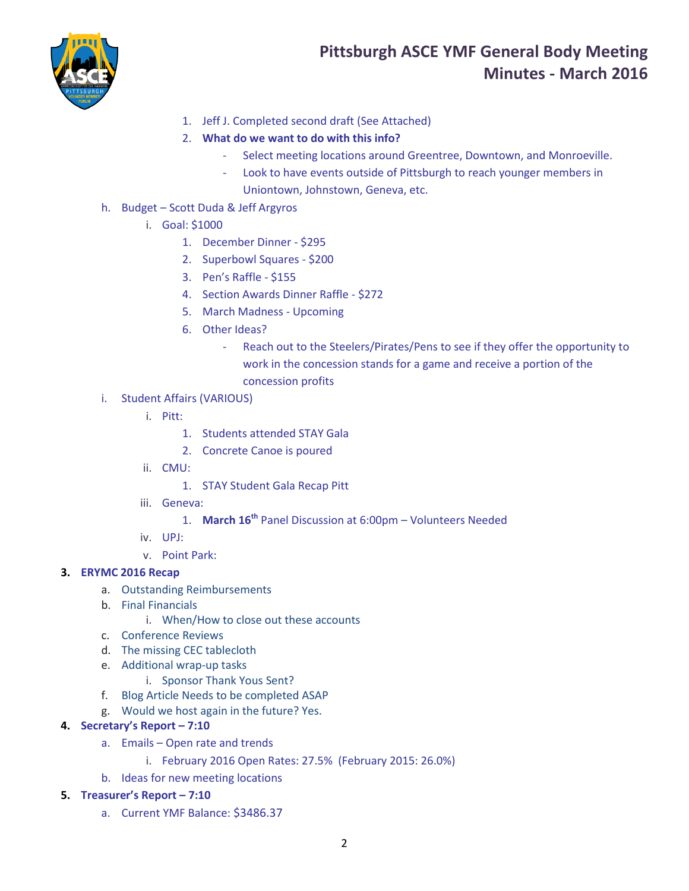1. Jeff J. Completed second draft (See Attached)
2. **What do we want to do with this info?**
   - Select meeting locations around Greentree, Downtown, and Monroeville.
   - Look to have events outside of Pittsburgh to reach younger members in Uniontown, Johnstown, Geneva, etc.

h. Budget – Scott Duda & Jeff Argyros

i. Goal: $1000

1. December Dinner - $295
2. Superbowl Squares - $200
3. Pen's Raffle - $155
4. Section Awards Dinner Raffle - $272
5. March Madness - Upcoming
6. Other Ideas?
   - Reach out to the Steelers/Pirates/Pens to see if they offer the opportunity to work in the concession stands for a game and receive a portion of the concession profits

i. Student Affairs (VARIOUS)

i. Pitt:

1. Students attended STAY Gala
2. Concrete Canoe is poured

ii. CMU:

1. STAY Student Gala Recap Pitt

iii. Geneva:

1. **March 16th** Panel Discussion at 6:00pm – Volunteers Needed

iv. UPJ:

v. Point Park:

**3. ERYMC 2016 Recap**

a. Outstanding Reimbursements

b. Final Financials

i. When/How to close out these accounts

c. Conference Reviews

d. The missing CEC tablecloth

e. Additional wrap-up tasks

i. Sponsor Thank Yous Sent?

f. Blog Article Needs to be completed ASAP

g. Would we host again in the future? Yes.

**4. Secretary's Report – 7:10**

a. Emails – Open rate and trends

i. February 2016 Open Rates: 27.5% (February 2015: 26.0%)

b. Ideas for new meeting locations

**5. Treasurer's Report – 7:10**

a. Current YMF Balance: $3486.37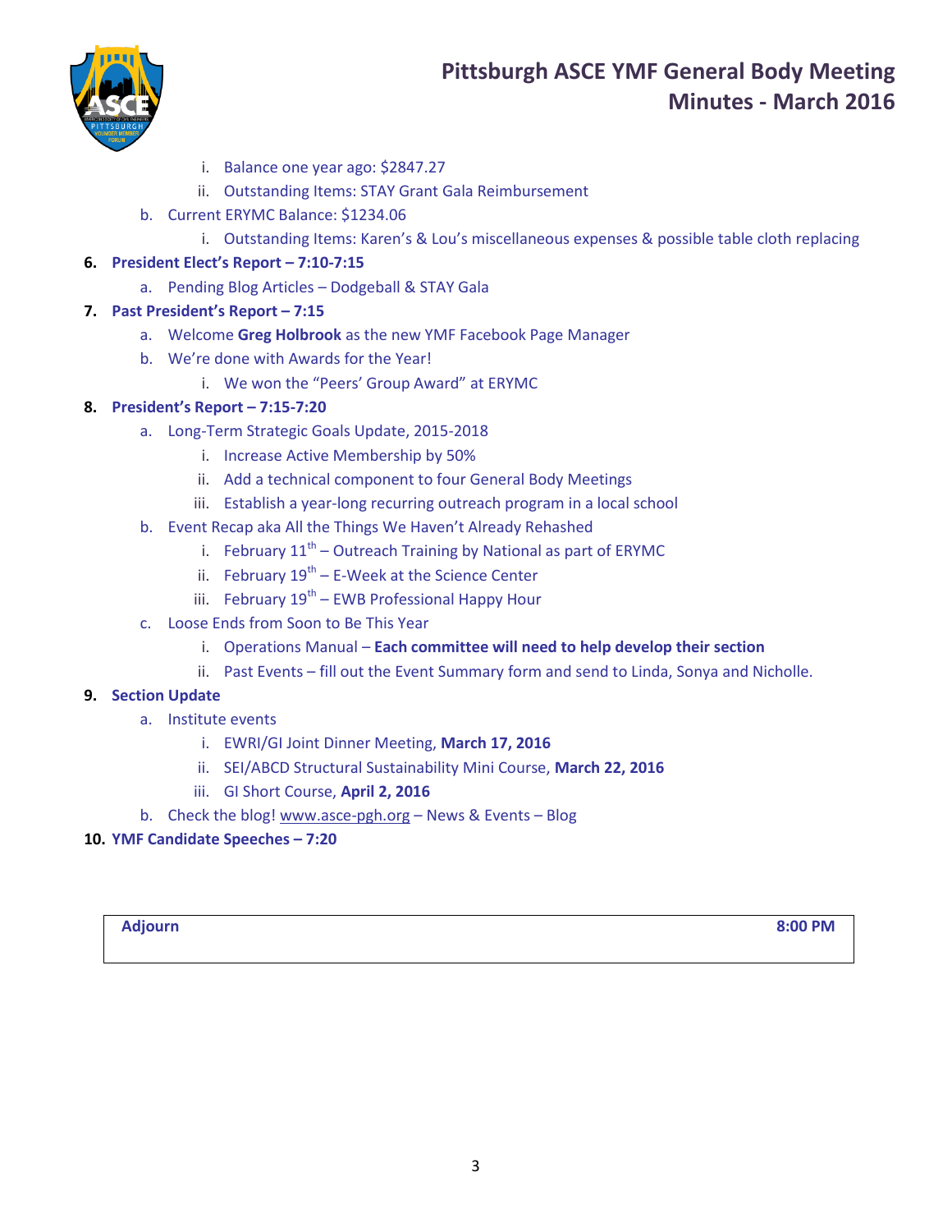i. Balance one year ago: $2847.27
      ii. Outstanding Items: STAY Grant Gala Reimbursement
   b. Current ERYMC Balance: $1234.06
      i. Outstanding Items: Karen's & Lou's miscellaneous expenses & possible table cloth replacing

6. **President Elect's Report – 7:10-7:15**
   a. Pending Blog Articles – Dodgeball & STAY Gala

7. **Past President's Report – 7:15**
   a. Welcome **Greg Holbrook** as the new YMF Facebook Page Manager
   b. We're done with Awards for the Year!
      i. We won the "Peers' Group Award" at ERYMC

8. **President's Report – 7:15-7:20**
   a. Long-Term Strategic Goals Update, 2015-2018
      i. Increase Active Membership by 50%
      ii. Add a technical component to four General Body Meetings
      iii. Establish a year-long recurring outreach program in a local school
   b. Event Recap aka All the Things We Haven't Already Rehashed
      i. February 11th – Outreach Training by National as part of ERYMC
      ii. February 19th – E-Week at the Science Center
      iii. February 19th – EWB Professional Happy Hour
   c. Loose Ends from Soon to Be This Year
      i. Operations Manual – **Each committee will need to help develop their section**
      ii. Past Events – fill out the Event Summary form and send to Linda, Sonya and Nicholle.

9. **Section Update**
   a. Institute events
      i. EWRI/GI Joint Dinner Meeting, **March 17, 2016**
      ii. SEI/ABCD Structural Sustainability Mini Course, **March 22, 2016**
      iii. GI Short Course, **April 2, 2016**
   b. Check the blog! www.asce-pgh.org – News & Events – Blog

10. **YMF Candidate Speeches – 7:20**

| **Adjourn** | **8:00 PM** |
|---|---|